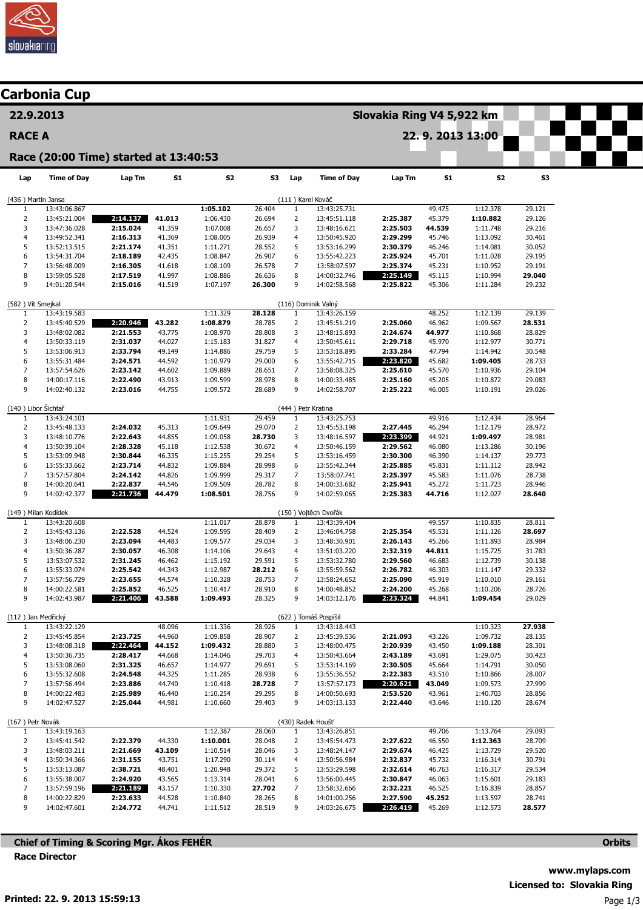# Carbonia Cup

**22.9.2013** | **Slovakia Ring V4 5,922 km**

**RACE A** | **22. 9. 2013 13:00**

**Race (20:00 Time) started at 13:40:53**

### (436) Martin Jansa

| Lap | Time of Day | Lap Tm | S1 | S2 | S3 |
|---|---|---|---|---|---|
| 1 | 13:43:06.867 | | | **1:05.102** | 26.404 |
| 2 | 13:45:21.004 | **2:14.137** | **41.013** | 1:06.430 | 26.694 |
| 3 | 13:47:36.028 | **2:15.024** | 41.359 | 1:07.008 | 26.657 |
| 4 | 13:49:52.341 | **2:16.313** | 41.369 | 1:08.005 | 26.939 |
| 5 | 13:52:13.515 | **2:21.174** | 41.351 | 1:11.271 | 28.552 |
| 6 | 13:54:31.704 | **2:18.189** | 42.435 | 1:08.847 | 26.907 |
| 7 | 13:56:48.009 | **2:16.305** | 41.618 | 1:08.109 | 26.578 |
| 8 | 13:59:05.528 | **2:17.519** | 41.997 | 1:08.886 | 26.636 |
| 9 | 14:01:20.544 | **2:15.016** | 41.519 | 1:07.197 | **26.300** |

### (111) Karel Kováč

| Lap | Time of Day | Lap Tm | S1 | S2 | S3 |
|---|---|---|---|---|---|
| 1 | 13:43:25.731 | | 49.475 | 1:12.378 | 29.121 |
| 2 | 13:45:51.118 | **2:25.387** | 45.379 | **1:10.882** | 29.126 |
| 3 | 13:48:16.621 | **2:25.503** | **44.539** | 1:11.748 | 29.216 |
| 4 | 13:50:45.920 | **2:29.299** | 45.746 | 1:13.092 | 30.461 |
| 5 | 13:53:16.299 | **2:30.379** | 46.246 | 1:14.081 | 30.052 |
| 6 | 13:55:42.223 | **2:25.924** | 45.701 | 1:11.028 | 29.195 |
| 7 | 13:58:07.597 | **2:25.374** | 45.231 | 1:10.952 | 29.191 |
| 8 | 14:00:32.746 | **2:25.149** | 45.115 | 1:10.994 | **29.040** |
| 9 | 14:02:58.568 | **2:25.822** | 45.306 | 1:11.284 | 29.232 |

### (582) Vít Smejkal

| Lap | Time of Day | Lap Tm | S1 | S2 | S3 |
|---|---|---|---|---|---|
| 1 | 13:43:19.583 | | | 1:11.329 | **28.128** |
| 2 | 13:45:40.529 | **2:20.946** | **43.282** | **1:08.879** | 28.785 |
| 3 | 13:48:02.082 | **2:21.553** | 43.775 | 1:08.970 | 28.808 |
| 4 | 13:50:33.119 | **2:31.037** | 44.027 | 1:15.183 | 31.827 |
| 5 | 13:53:06.913 | **2:33.794** | 49.149 | 1:14.886 | 29.759 |
| 6 | 13:55:31.484 | **2:24.571** | 44.592 | 1:10.979 | 29.000 |
| 7 | 13:57:54.626 | **2:23.142** | 44.602 | 1:09.889 | 28.651 |
| 8 | 14:00:17.116 | **2:22.490** | 43.913 | 1:09.599 | 28.978 |
| 9 | 14:02:40.132 | **2:23.016** | 44.755 | 1:09.572 | 28.689 |

### (116) Dominik Valný

| Lap | Time of Day | Lap Tm | S1 | S2 | S3 |
|---|---|---|---|---|---|
| 1 | 13:43:26.159 | | 48.252 | 1:12.139 | 29.139 |
| 2 | 13:45:51.219 | **2:25.060** | 46.962 | 1:09.567 | **28.531** |
| 3 | 13:48:15.893 | **2:24.674** | **44.977** | 1:10.868 | 28.829 |
| 4 | 13:50:45.611 | **2:29.718** | 45.970 | 1:12.977 | 30.771 |
| 5 | 13:53:18.895 | **2:33.284** | 47.794 | 1:14.942 | 30.548 |
| 6 | 13:55:42.715 | **2:23.820** | 45.682 | **1:09.405** | 28.733 |
| 7 | 13:58:08.325 | **2:25.610** | 45.570 | 1:10.936 | 29.104 |
| 8 | 14:00:33.485 | **2:25.160** | 45.205 | 1:10.872 | 29.083 |
| 9 | 14:02:58.707 | **2:25.222** | 46.005 | 1:10.191 | 29.026 |

### (140) Libor Šichtař

| Lap | Time of Day | Lap Tm | S1 | S2 | S3 |
|---|---|---|---|---|---|
| 1 | 13:43:24.101 | | | 1:11.931 | 29.459 |
| 2 | 13:45:48.133 | **2:24.032** | 45.313 | 1:09.649 | 29.070 |
| 3 | 13:48:10.776 | **2:22.643** | 44.855 | 1:09.058 | **28.730** |
| 4 | 13:50:39.104 | **2:28.328** | 45.118 | 1:12.538 | 30.672 |
| 5 | 13:53:09.948 | **2:30.844** | 46.335 | 1:15.255 | 29.254 |
| 6 | 13:55:33.662 | **2:23.714** | 44.832 | 1:09.884 | 28.998 |
| 7 | 13:57:57.804 | **2:24.142** | 44.826 | 1:09.999 | 29.317 |
| 8 | 14:00:20.641 | **2:22.837** | 44.546 | 1:09.509 | 28.782 |
| 9 | 14:02:42.377 | **2:21.736** | **44.479** | **1:08.501** | 28.756 |

### (444) Petr Kratina

| Lap | Time of Day | Lap Tm | S1 | S2 | S3 |
|---|---|---|---|---|---|
| 1 | 13:43:25.753 | | 49.916 | 1:12.434 | 28.964 |
| 2 | 13:45:53.198 | **2:27.445** | 46.294 | 1:12.179 | 28.972 |
| 3 | 13:48:16.597 | **2:23.399** | 44.921 | **1:09.497** | 28.981 |
| 4 | 13:50:46.159 | **2:29.562** | 46.080 | 1:13.286 | 30.196 |
| 5 | 13:53:16.459 | **2:30.300** | 46.390 | 1:14.137 | 29.773 |
| 6 | 13:55:42.344 | **2:25.885** | 45.831 | 1:11.112 | 28.942 |
| 7 | 13:58:07.741 | **2:25.397** | 45.583 | 1:11.076 | 28.738 |
| 8 | 14:00:33.682 | **2:25.941** | 45.272 | 1:11.723 | 28.946 |
| 9 | 14:02:59.065 | **2:25.383** | **44.716** | 1:12.027 | **28.640** |

### (149) Milan Kodídek

| Lap | Time of Day | Lap Tm | S1 | S2 | S3 |
|---|---|---|---|---|---|
| 1 | 13:43:20.608 | | | 1:11.017 | 28.878 |
| 2 | 13:45:43.136 | **2:22.528** | 44.524 | 1:09.595 | 28.409 |
| 3 | 13:48:06.230 | **2:23.094** | 44.483 | 1:09.577 | 29.034 |
| 4 | 13:50:36.287 | **2:30.057** | 46.308 | 1:14.106 | 29.643 |
| 5 | 13:53:07.532 | **2:31.245** | 46.462 | 1:15.192 | 29.591 |
| 6 | 13:55:33.074 | **2:25.542** | 44.343 | 1:12.987 | **28.212** |
| 7 | 13:57:56.729 | **2:23.655** | 44.574 | 1:10.328 | 28.753 |
| 8 | 14:00:22.581 | **2:25.852** | 46.525 | 1:10.417 | 28.910 |
| 9 | 14:02:43.987 | **2:21.406** | **43.588** | **1:09.493** | 28.325 |

### (150) Vojtěch Dvořák

| Lap | Time of Day | Lap Tm | S1 | S2 | S3 |
|---|---|---|---|---|---|
| 1 | 13:43:39.404 | | 49.557 | 1:10.835 | 28.811 |
| 2 | 13:46:04.758 | **2:25.354** | 45.531 | 1:11.126 | **28.697** |
| 3 | 13:48:30.901 | **2:26.143** | 45.266 | 1:11.893 | 28.984 |
| 4 | 13:51:03.220 | **2:32.319** | **44.811** | 1:15.725 | 31.783 |
| 5 | 13:53:32.780 | **2:29.560** | 46.683 | 1:12.739 | 30.138 |
| 6 | 13:55:59.562 | **2:26.782** | 46.303 | 1:11.147 | 29.332 |
| 7 | 13:58:24.652 | **2:25.090** | 45.919 | 1:10.010 | 29.161 |
| 8 | 14:00:48.852 | **2:24.200** | 45.268 | 1:10.206 | 28.726 |
| 9 | 14:03:12.176 | **2:23.324** | 44.841 | **1:09.454** | 29.029 |

### (112) Jan Medřický

| Lap | Time of Day | Lap Tm | S1 | S2 | S3 |
|---|---|---|---|---|---|
| 1 | 13:43:22.129 | | 48.096 | 1:11.336 | 28.926 |
| 2 | 13:45:45.854 | **2:23.725** | 44.960 | 1:09.858 | 28.907 |
| 3 | 13:48:08.318 | **2:22.464** | **44.152** | **1:09.432** | 28.880 |
| 4 | 13:50:36.735 | **2:28.417** | 44.668 | 1:14.046 | 29.703 |
| 5 | 13:53:08.060 | **2:31.325** | 46.657 | 1:14.977 | 29.691 |
| 6 | 13:55:32.608 | **2:24.548** | 44.325 | 1:11.285 | 28.938 |
| 7 | 13:57:56.494 | **2:23.886** | 44.740 | 1:10.418 | **28.728** |
| 8 | 14:00:22.483 | **2:25.989** | 46.440 | 1:10.254 | 29.295 |
| 9 | 14:02:47.527 | **2:25.044** | 44.981 | 1:10.660 | 29.403 |

### (622) Tomáš Pospíšil

| Lap | Time of Day | Lap Tm | S1 | S2 | S3 |
|---|---|---|---|---|---|
| 1 | 13:43:18.443 | | | 1:10.323 | **27.938** |
| 2 | 13:45:39.536 | **2:21.093** | 43.226 | 1:09.732 | 28.135 |
| 3 | 13:48:00.475 | **2:20.939** | 43.450 | **1:09.188** | 28.301 |
| 4 | 13:50:43.664 | **2:43.189** | 43.691 | 1:29.075 | 30.423 |
| 5 | 13:53:14.169 | **2:30.505** | 45.664 | 1:14.791 | 30.050 |
| 6 | 13:55:36.552 | **2:22.383** | 43.510 | 1:10.866 | 28.007 |
| 7 | 13:57:57.173 | **2:20.621** | **43.049** | 1:09.573 | 27.999 |
| 8 | 14:00:50.693 | **2:53.520** | 43.961 | 1:40.703 | 28.856 |
| 9 | 14:03:13.133 | **2:22.440** | 43.646 | 1:10.120 | 28.674 |

### (167) Petr Novák

| Lap | Time of Day | Lap Tm | S1 | S2 | S3 |
|---|---|---|---|---|---|
| 1 | 13:43:19.163 | | | 1:12.387 | 28.060 |
| 2 | 13:45:41.542 | **2:22.379** | 44.330 | **1:10.001** | 28.048 |
| 3 | 13:48:03.211 | **2:21.669** | **43.109** | 1:10.514 | 28.046 |
| 4 | 13:50:34.366 | **2:31.155** | 43.751 | 1:17.290 | 30.114 |
| 5 | 13:53:13.087 | **2:38.721** | 48.401 | 1:20.948 | 29.372 |
| 6 | 13:55:38.007 | **2:24.920** | 43.565 | 1:13.314 | 28.041 |
| 7 | 13:57:59.196 | **2:21.189** | 43.157 | 1:10.330 | **27.702** |
| 8 | 14:00:22.829 | **2:23.633** | 44.528 | 1:10.840 | 28.265 |
| 9 | 14:02:47.601 | **2:24.772** | 44.741 | 1:11.512 | 28.519 |

### (430) Radek Houšť

| Lap | Time of Day | Lap Tm | S1 | S2 | S3 |
|---|---|---|---|---|---|
| 1 | 13:43:26.851 | | 49.706 | 1:13.764 | 29.093 |
| 2 | 13:45:54.473 | **2:27.622** | 46.550 | **1:12.363** | 28.709 |
| 3 | 13:48:24.147 | **2:29.674** | 46.425 | 1:13.729 | 29.520 |
| 4 | 13:50:56.984 | **2:32.837** | 45.732 | 1:16.314 | 30.791 |
| 5 | 13:53:29.598 | **2:32.614** | 46.763 | 1:16.317 | 29.534 |
| 6 | 13:56:00.445 | **2:30.847** | 46.063 | 1:15.601 | 29.183 |
| 7 | 13:58:32.666 | **2:32.221** | 46.525 | 1:16.839 | 28.857 |
| 8 | 14:01:00.256 | **2:27.590** | **45.252** | 1:13.597 | 28.741 |
| 9 | 14:03:26.675 | **2:26.419** | 45.269 | 1:12.573 | **28.577** |

**Chief of Timing & Scoring Mgr. Ákos FEHÉR** | **Orbits**

**Race Director**

**www.mylaps.com**

**Licensed to: Slovakia Ring**

**Printed: 22. 9. 2013 15:59:13**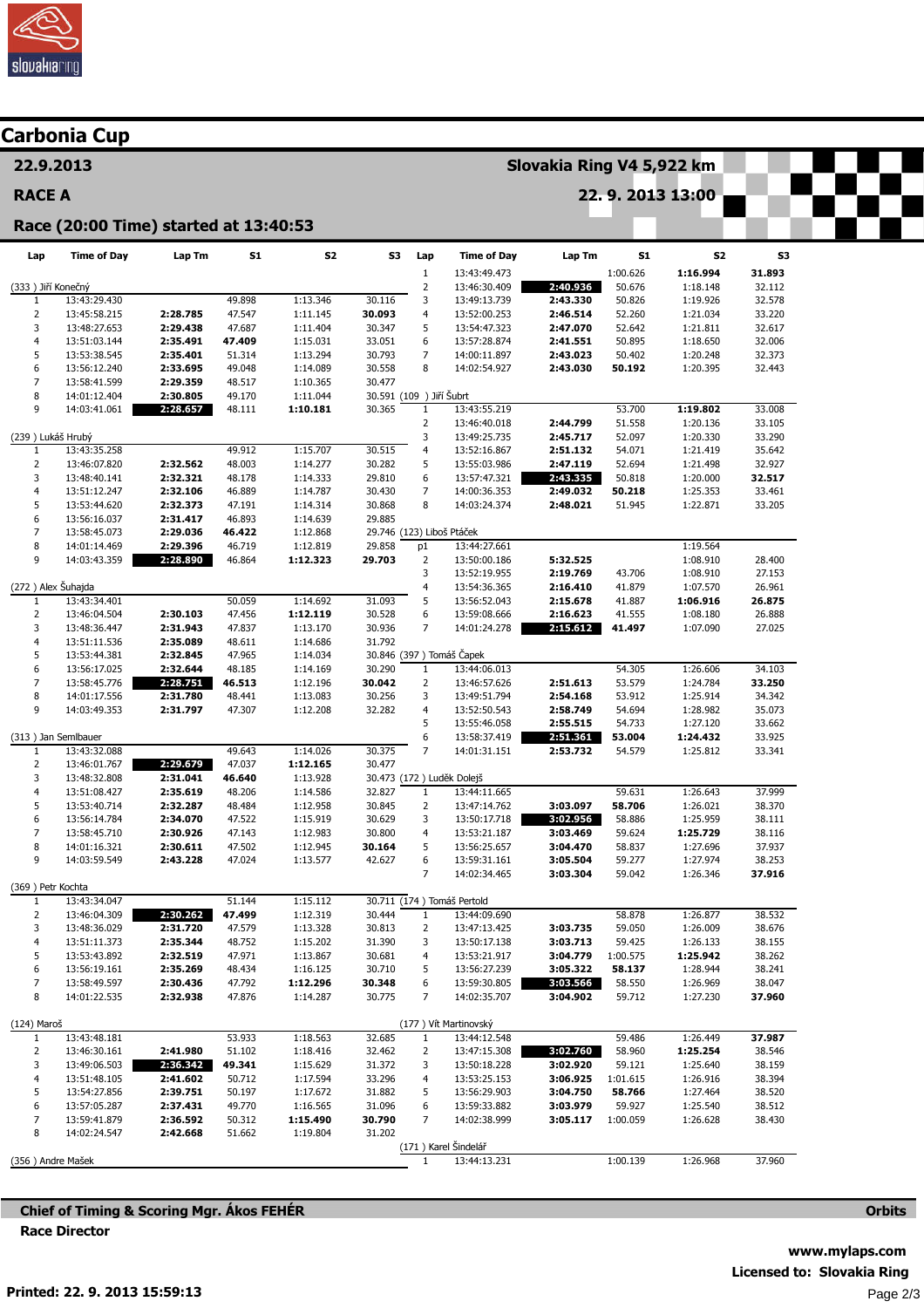# Carbonia Cup

## 22.9.2013

**Slovakia Ring V4 5,922 km**

### RACE A

**22. 9. 2013 13:00**

### Race (20:00 Time) started at 13:40:53

| Lap | Time of Day | Lap Tm | S1 | S2 | S3 |
|---|---|---|---|---|---|
| **(333 ) Jiří Konečný** | | | | | |
| 1 | 13:43:29.430 | | 49.898 | 1:13.346 | 30.116 |
| 2 | 13:45:58.215 | **2:28.785** | 47.547 | 1:11.145 | **30.093** |
| 3 | 13:48:27.653 | **2:29.438** | 47.687 | 1:11.404 | 30.347 |
| 4 | 13:51:03.144 | **2:35.491** | **47.409** | 1:15.031 | 33.051 |
| 5 | 13:53:38.545 | **2:35.401** | 51.314 | 1:13.294 | 30.793 |
| 6 | 13:56:12.240 | **2:33.695** | 49.048 | 1:14.089 | 30.558 |
| 7 | 13:58:41.599 | **2:29.359** | 48.517 | 1:10.365 | 30.477 |
| 8 | 14:01:12.404 | **2:30.805** | 49.170 | 1:11.044 | 30.591 |
| 9 | 14:03:41.061 | **2:28.657** | 48.111 | **1:10.181** | 30.365 |
| **(239 ) Lukáš Hrubý** | | | | | |
| 1 | 13:43:35.258 | | 49.912 | 1:15.707 | 30.515 |
| 2 | 13:46:07.820 | **2:32.562** | 48.003 | 1:14.277 | 30.282 |
| 3 | 13:48:40.141 | **2:32.321** | 48.178 | 1:14.333 | 29.810 |
| 4 | 13:51:12.247 | **2:32.106** | 46.889 | 1:14.787 | 30.430 |
| 5 | 13:53:44.620 | **2:32.373** | 47.191 | 1:14.314 | 30.868 |
| 6 | 13:56:16.037 | **2:31.417** | 46.893 | 1:14.639 | 29.885 |
| 7 | 13:58:45.073 | **2:29.036** | **46.422** | 1:12.868 | 29.746 |
| 8 | 14:01:14.469 | **2:29.396** | 46.719 | 1:12.819 | 29.858 |
| 9 | 14:03:43.359 | **2:28.890** | 46.864 | **1:12.323** | **29.703** |
| **(272 ) Alex Šuhajda** | | | | | |
| 1 | 13:43:34.401 | | 50.059 | 1:14.692 | 31.093 |
| 2 | 13:46:04.504 | **2:30.103** | 47.456 | **1:12.119** | 30.528 |
| 3 | 13:48:36.447 | **2:31.943** | 47.837 | 1:13.170 | 30.936 |
| 4 | 13:51:11.536 | **2:35.089** | 48.611 | 1:14.686 | 31.792 |
| 5 | 13:53:44.381 | **2:32.845** | 47.965 | 1:14.034 | 30.846 |
| 6 | 13:56:17.025 | **2:32.644** | 48.185 | 1:14.169 | 30.290 |
| 7 | 13:58:45.776 | **2:28.751** | **46.513** | 1:12.196 | **30.042** |
| 8 | 14:01:17.556 | **2:31.780** | 48.441 | 1:13.083 | 30.256 |
| 9 | 14:03:49.353 | **2:31.797** | 47.307 | 1:12.208 | 32.282 |
| **(313 ) Jan Semlbauer** | | | | | |
| 1 | 13:43:32.088 | | 49.643 | 1:14.026 | 30.375 |
| 2 | 13:46:01.767 | **2:29.679** | 47.037 | **1:12.165** | 30.477 |
| 3 | 13:48:32.808 | **2:31.041** | **46.640** | 1:13.928 | 30.473 |
| 4 | 13:51:08.427 | **2:35.619** | 48.206 | 1:14.586 | 32.827 |
| 5 | 13:53:40.714 | **2:32.287** | 48.484 | 1:12.958 | 30.845 |
| 6 | 13:56:14.784 | **2:34.070** | 47.522 | 1:15.919 | 30.629 |
| 7 | 13:58:45.710 | **2:30.926** | 47.143 | 1:12.983 | 30.800 |
| 8 | 14:01:16.321 | **2:30.611** | 47.502 | 1:12.945 | **30.164** |
| 9 | 14:03:59.549 | **2:43.228** | 47.024 | 1:13.577 | 42.627 |
| **(369 ) Petr Kochta** | | | | | |
| 1 | 13:43:34.047 | | 51.144 | 1:15.112 | 30.711 |
| 2 | 13:46:04.309 | **2:30.262** | **47.499** | 1:12.319 | 30.444 |
| 3 | 13:48:36.029 | **2:31.720** | 47.579 | 1:13.328 | 30.813 |
| 4 | 13:51:11.373 | **2:35.344** | 48.752 | 1:15.202 | 31.390 |
| 5 | 13:53:43.892 | **2:32.519** | 47.971 | 1:13.867 | 30.681 |
| 6 | 13:56:19.161 | **2:35.269** | 48.434 | 1:16.125 | 30.710 |
| 7 | 13:58:49.597 | **2:30.436** | 47.792 | **1:12.296** | **30.348** |
| 8 | 14:01:22.535 | **2:32.938** | 47.876 | 1:14.287 | 30.775 |
| **(124) Maroš** | | | | | |
| 1 | 13:43:48.181 | | 53.933 | 1:18.563 | 32.685 |
| 2 | 13:46:30.161 | **2:41.980** | 51.102 | 1:18.416 | 32.462 |
| 3 | 13:49:06.503 | **2:36.342** | **49.341** | 1:15.629 | 31.372 |
| 4 | 13:51:48.105 | **2:41.602** | 50.712 | 1:17.594 | 33.296 |
| 5 | 13:54:27.856 | **2:39.751** | 50.197 | 1:17.672 | 31.882 |
| 6 | 13:57:05.287 | **2:37.431** | 49.770 | 1:16.565 | 31.096 |
| 7 | 13:59:41.879 | **2:36.592** | 50.312 | **1:15.490** | **30.790** |
| 8 | 14:02:24.547 | **2:42.668** | 51.662 | 1:19.804 | 31.202 |
| **(356 ) Andre Mašek** | | | | | |
| 1 | 13:43:49.473 | | 1:00.626 | **1:16.994** | **31.893** |
| 2 | 13:46:30.409 | **2:40.936** | 50.676 | 1:18.148 | 32.112 |
| 3 | 13:49:13.739 | **2:43.330** | 50.826 | 1:19.926 | 32.578 |
| 4 | 13:52:00.253 | **2:46.514** | 52.260 | 1:21.034 | 33.220 |
| 5 | 13:54:47.323 | **2:47.070** | 52.642 | 1:21.811 | 32.617 |
| 6 | 13:57:28.874 | **2:41.551** | 50.895 | 1:18.650 | 32.006 |
| 7 | 14:00:11.897 | **2:43.023** | 50.402 | 1:20.248 | 32.373 |
| 8 | 14:02:54.927 | **2:43.030** | **50.192** | 1:20.395 | 32.443 |
| **(109 ) Jiří Šubrt** | | | | | |
| 1 | 13:43:55.219 | | 53.700 | **1:19.802** | 33.008 |
| 2 | 13:46:40.018 | **2:44.799** | 51.558 | 1:20.136 | 33.105 |
| 3 | 13:49:25.735 | **2:45.717** | 52.097 | 1:20.330 | 33.290 |
| 4 | 13:52:16.867 | **2:51.132** | 54.071 | 1:21.419 | 35.642 |
| 5 | 13:55:03.986 | **2:47.119** | 52.694 | 1:21.498 | 32.927 |
| 6 | 13:57:47.321 | **2:43.335** | 50.818 | 1:20.000 | **32.517** |
| 7 | 14:00:36.353 | **2:49.032** | **50.218** | 1:25.353 | 33.461 |
| 8 | 14:03:24.374 | **2:48.021** | 51.945 | 1:22.871 | 33.205 |
| **(123) Liboš Ptáček** | | | | | |
| p1 | 13:44:27.661 | | | 1:19.564 | |
| 2 | 13:50:00.186 | **5:32.525** | | 1:08.910 | 28.400 |
| 3 | 13:52:19.955 | **2:19.769** | 43.706 | 1:08.910 | 27.153 |
| 4 | 13:54:36.365 | **2:16.410** | 41.879 | 1:07.570 | 26.961 |
| 5 | 13:56:52.043 | **2:15.678** | 41.887 | **1:06.916** | **26.875** |
| 6 | 13:59:08.666 | **2:16.623** | 41.555 | 1:08.180 | 26.888 |
| 7 | 14:01:24.278 | **2:15.612** | **41.497** | 1:07.090 | 27.025 |
| **(397 ) Tomáš Čapek** | | | | | |
| 1 | 13:44:06.013 | | 54.305 | 1:26.606 | 34.103 |
| 2 | 13:46:57.626 | **2:51.613** | 53.579 | 1:24.784 | **33.250** |
| 3 | 13:49:51.794 | **2:54.168** | 53.912 | 1:25.914 | 34.342 |
| 4 | 13:52:50.543 | **2:58.749** | 54.694 | 1:28.982 | 35.073 |
| 5 | 13:55:46.058 | **2:55.515** | 54.733 | 1:27.120 | 33.662 |
| 6 | 13:58:37.419 | **2:51.361** | **53.004** | **1:24.432** | 33.925 |
| 7 | 14:01:31.151 | **2:53.732** | 54.579 | 1:25.812 | 33.341 |
| **(172 ) Luděk Dolejš** | | | | | |
| 1 | 13:44:11.665 | | 59.631 | 1:26.643 | 37.999 |
| 2 | 13:47:14.762 | **3:03.097** | **58.706** | 1:26.021 | 38.370 |
| 3 | 13:50:17.718 | **3:02.956** | 58.886 | 1:25.959 | 38.111 |
| 4 | 13:53:21.187 | **3:03.469** | 59.624 | **1:25.729** | 38.116 |
| 5 | 13:56:25.657 | **3:04.470** | 58.837 | 1:27.696 | 37.937 |
| 6 | 13:59:31.161 | **3:05.504** | 59.277 | 1:27.974 | 38.253 |
| 7 | 14:02:34.465 | **3:03.304** | 59.042 | 1:26.346 | **37.916** |
| **(174 ) Tomáš Pertold** | | | | | |
| 1 | 13:44:09.690 | | 58.878 | 1:26.877 | 38.532 |
| 2 | 13:47:13.425 | **3:03.735** | 59.050 | 1:26.009 | 38.676 |
| 3 | 13:50:17.138 | **3:03.713** | 59.425 | 1:26.133 | 38.155 |
| 4 | 13:53:21.917 | **3:04.779** | 1:00.575 | **1:25.942** | 38.262 |
| 5 | 13:56:27.239 | **3:05.322** | **58.137** | 1:28.944 | 38.241 |
| 6 | 13:59:30.805 | **3:03.566** | 58.550 | 1:26.969 | 38.047 |
| 7 | 14:02:35.707 | **3:04.902** | 59.712 | 1:27.230 | **37.960** |
| **(177 ) Vít Martinovský** | | | | | |
| 1 | 13:44:12.548 | | 59.486 | 1:26.449 | **37.987** |
| 2 | 13:47:15.308 | **3:02.760** | 58.960 | **1:25.254** | 38.546 |
| 3 | 13:50:18.228 | **3:02.920** | 59.121 | 1:25.640 | 38.159 |
| 4 | 13:53:25.153 | **3:06.925** | 1:01.615 | 1:26.916 | 38.394 |
| 5 | 13:56:29.903 | **3:04.750** | **58.766** | 1:27.464 | 38.520 |
| 6 | 13:59:33.882 | **3:03.979** | 59.927 | 1:25.540 | 38.512 |
| 7 | 14:02:38.999 | **3:05.117** | 1:00.059 | 1:26.628 | 38.430 |
| **(171 ) Karel Šindelář** | | | | | |
| 1 | 13:44:13.231 | | 1:00.139 | 1:26.968 | 37.960 |

**Chief of Timing & Scoring Mgr. Ákos FEHÉR**

**Race Director**

**Orbits**

**www.mylaps.com**

**Licensed to: Slovakia Ring**

**Printed: 22. 9. 2013 15:59:13**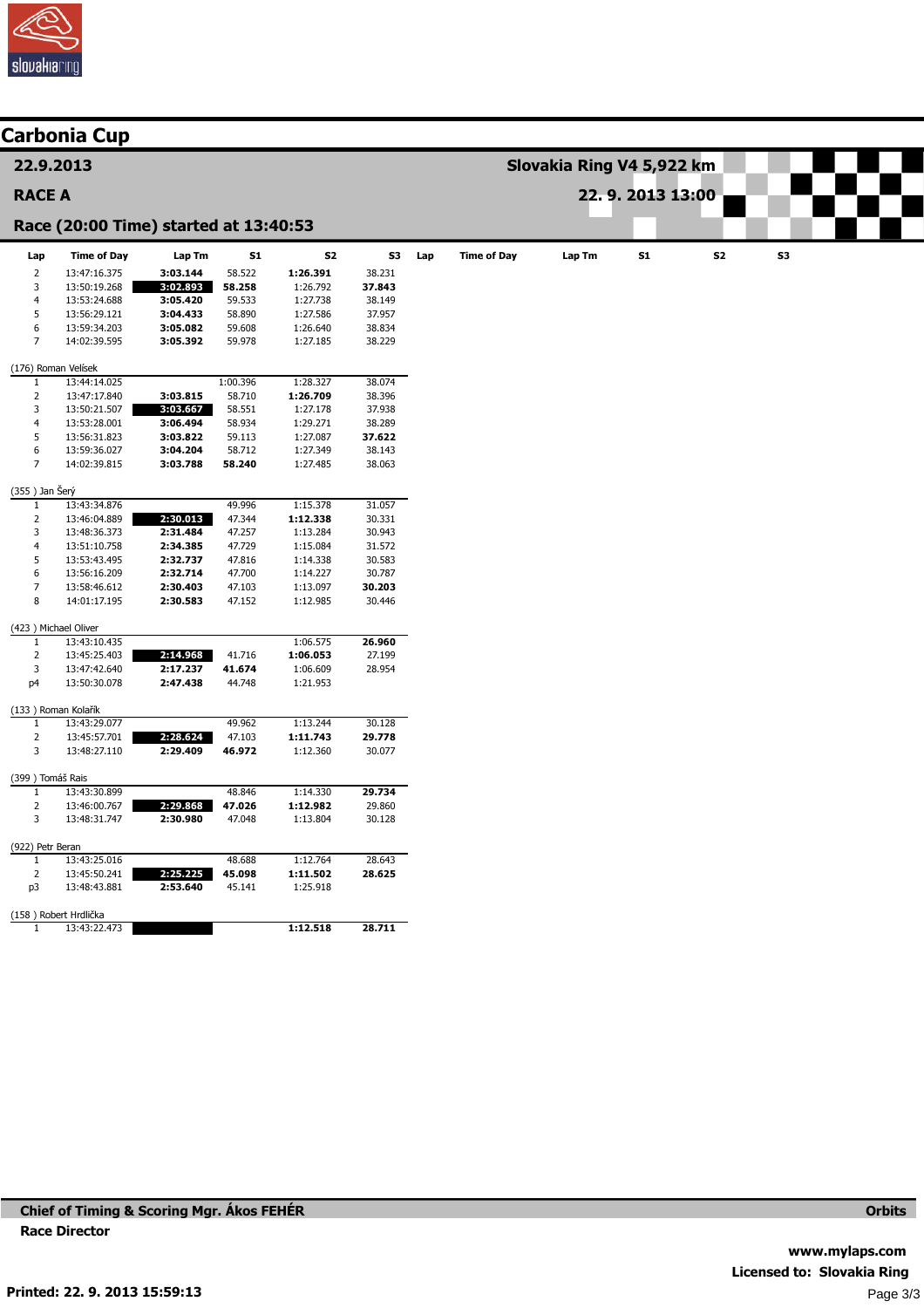# Carbonia Cup

## 22.9.2013

**Slovakia Ring V4 5,922 km**

**RACE A**

**22. 9. 2013 13:00**

**Race (20:00 Time) started at 13:40:53**

| Lap | Time of Day | Lap Tm | S1 | S2 | S3 |
|---|---|---|---|---|---|
| 2 | 13:47:16.375 | **3:03.144** | 58.522 | **1:26.391** | 38.231 |
| 3 | 13:50:19.268 | **3:02.893** | **58.258** | 1:26.792 | **37.843** |
| 4 | 13:53:24.688 | **3:05.420** | 59.533 | 1:27.738 | 38.149 |
| 5 | 13:56:29.121 | **3:04.433** | 58.890 | 1:27.586 | 37.957 |
| 6 | 13:59:34.203 | **3:05.082** | 59.608 | 1:26.640 | 38.834 |
| 7 | 14:02:39.595 | **3:05.392** | 59.978 | 1:27.185 | 38.229 |

(176) Roman Velísek

| Lap | Time of Day | Lap Tm | S1 | S2 | S3 |
|---|---|---|---|---|---|
| 1 | 13:44:14.025 | | 1:00.396 | 1:28.327 | 38.074 |
| 2 | 13:47:17.840 | **3:03.815** | 58.710 | **1:26.709** | 38.396 |
| 3 | 13:50:21.507 | **3:03.667** | 58.551 | 1:27.178 | 37.938 |
| 4 | 13:53:28.001 | **3:06.494** | 58.934 | 1:29.271 | 38.289 |
| 5 | 13:56:31.823 | **3:03.822** | 59.113 | 1:27.087 | **37.622** |
| 6 | 13:59:36.027 | **3:04.204** | 58.712 | 1:27.349 | 38.143 |
| 7 | 14:02:39.815 | **3:03.788** | **58.240** | 1:27.485 | 38.063 |

(355 ) Jan Šerý

| Lap | Time of Day | Lap Tm | S1 | S2 | S3 |
|---|---|---|---|---|---|
| 1 | 13:43:34.876 | | 49.996 | 1:15.378 | 31.057 |
| 2 | 13:46:04.889 | **2:30.013** | 47.344 | **1:12.338** | 30.331 |
| 3 | 13:48:36.373 | **2:31.484** | 47.257 | 1:13.284 | 30.943 |
| 4 | 13:51:10.758 | **2:34.385** | 47.729 | 1:15.084 | 31.572 |
| 5 | 13:53:43.495 | **2:32.737** | 47.816 | 1:14.338 | 30.583 |
| 6 | 13:56:16.209 | **2:32.714** | 47.700 | 1:14.227 | 30.787 |
| 7 | 13:58:46.612 | **2:30.403** | 47.103 | 1:13.097 | **30.203** |
| 8 | 14:01:17.195 | **2:30.583** | 47.152 | 1:12.985 | 30.446 |

(423 ) Michael Oliver

| Lap | Time of Day | Lap Tm | S1 | S2 | S3 |
|---|---|---|---|---|---|
| 1 | 13:43:10.435 | | | 1:06.575 | **26.960** |
| 2 | 13:45:25.403 | **2:14.968** | 41.716 | **1:06.053** | 27.199 |
| 3 | 13:47:42.640 | **2:17.237** | **41.674** | 1:06.609 | 28.954 |
| p4 | 13:50:30.078 | **2:47.438** | 44.748 | 1:21.953 | |

(133 ) Roman Kolařík

| Lap | Time of Day | Lap Tm | S1 | S2 | S3 |
|---|---|---|---|---|---|
| 1 | 13:43:29.077 | | 49.962 | 1:13.244 | 30.128 |
| 2 | 13:45:57.701 | **2:28.624** | 47.103 | **1:11.743** | **29.778** |
| 3 | 13:48:27.110 | **2:29.409** | **46.972** | 1:12.360 | 30.077 |

(399 ) Tomáš Rais

| Lap | Time of Day | Lap Tm | S1 | S2 | S3 |
|---|---|---|---|---|---|
| 1 | 13:43:30.899 | | 48.846 | 1:14.330 | **29.734** |
| 2 | 13:46:00.767 | **2:29.868** | **47.026** | **1:12.982** | 29.860 |
| 3 | 13:48:31.747 | **2:30.980** | 47.048 | 1:13.804 | 30.128 |

(922) Petr Beran

| Lap | Time of Day | Lap Tm | S1 | S2 | S3 |
|---|---|---|---|---|---|
| 1 | 13:43:25.016 | | 48.688 | 1:12.764 | 28.643 |
| 2 | 13:45:50.241 | **2:25.225** | **45.098** | **1:11.502** | **28.625** |
| p3 | 13:48:43.881 | **2:53.640** | 45.141 | 1:25.918 | |

(158 ) Robert Hrdlička

| Lap | Time of Day | Lap Tm | S1 | S2 | S3 |
|---|---|---|---|---|---|
| 1 | 13:43:22.473 | | | **1:12.518** | **28.711** |

**Chief of Timing & Scoring Mgr. Ákos FEHÉR**

**Race Director**

**Orbits**

**www.mylaps.com**

**Licensed to: Slovakia Ring**

**Printed: 22. 9. 2013 15:59:13**